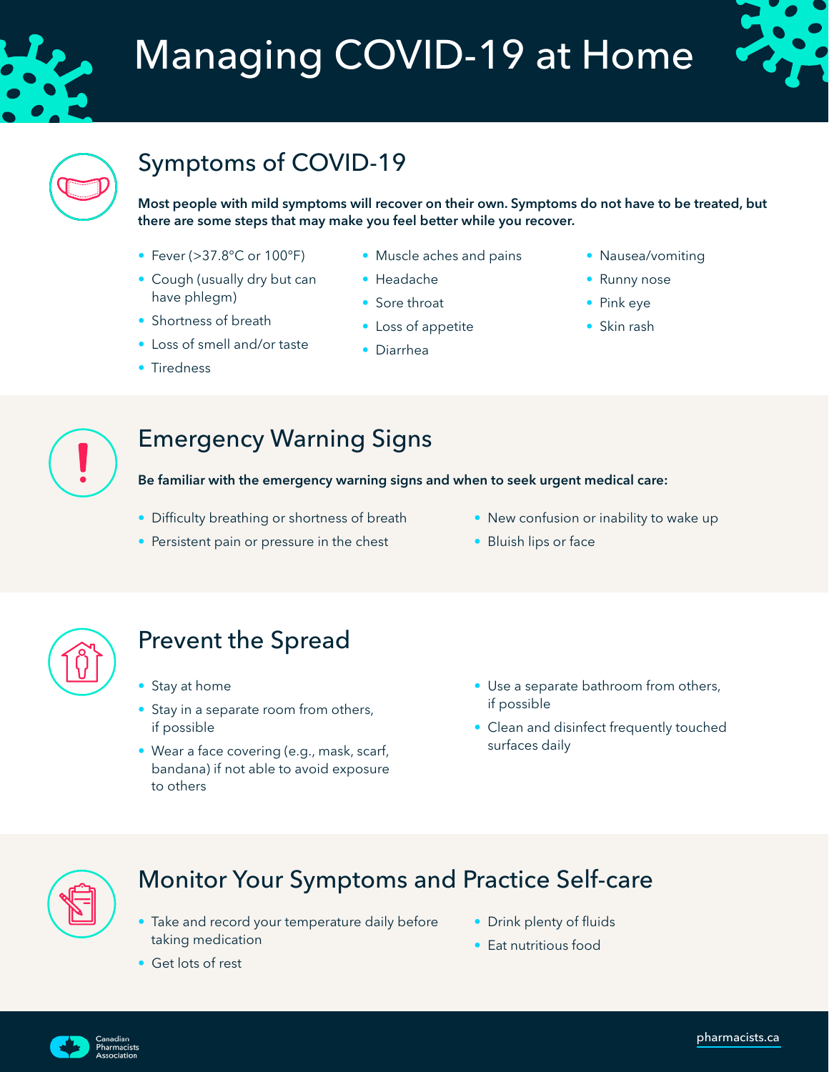# Managing COVID-19 at Home

## Symptoms of COVID-19

**Most people with mild symptoms will recover on their own. Symptoms do not have to be treated, but there are some steps that may make you feel better while you recover.**

- Fever (>37.8°C or 100°F)
- Cough (usually dry but can have phlegm)
- Shortness of breath
- Loss of smell and/or taste
- Tiredness
- Muscle aches and pains
- Headache
- Sore throat
- Loss of appetite
- Diarrhea
- Nausea/vomiting
- Runny nose
- Pink eye
- Skin rash

## Emergency Warning Signs

**Be familiar with the emergency warning signs and when to seek urgent medical care:**

- Difficulty breathing or shortness of breath
- Persistent pain or pressure in the chest
- New confusion or inability to wake up
- Bluish lips or face

## Prevent the Spread

- Stay at home
- Stay in a separate room from others, if possible
- Wear a face covering (e.g., mask, scarf, bandana) if not able to avoid exposure to others
- Use a separate bathroom from others, if possible
- Clean and disinfect frequently touched surfaces daily

## Monitor Your Symptoms and Practice Self-care

- Take and record your temperature daily before taking medication
- Get lots of rest
- Drink plenty of fluids
- Eat nutritious food

Canadian Pharmacists Association

pharmacists.ca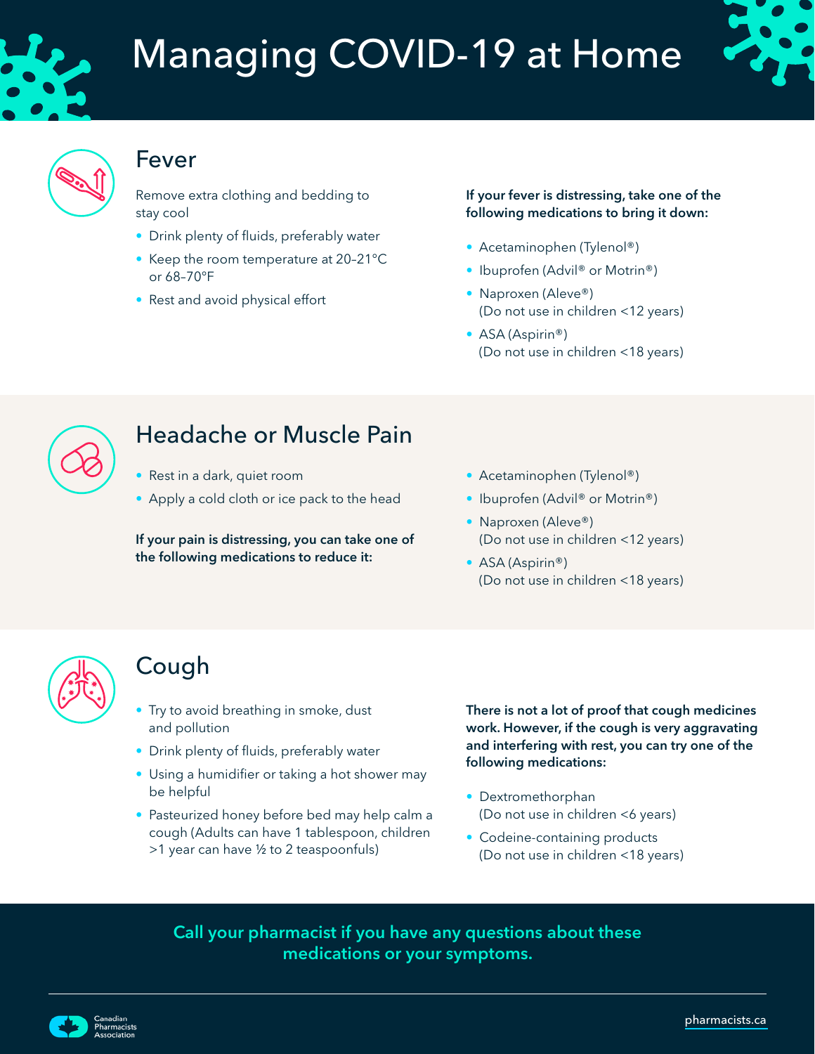# Managing COVID-19 at Home

## Fever

Remove extra clothing and bedding to stay cool

- Drink plenty of fluids, preferably water
- Keep the room temperature at 20–21°C or 68–70°F
- Rest and avoid physical effort

**If your fever is distressing, take one of the following medications to bring it down:**

- Acetaminophen (Tylenol®)
- Ibuprofen (Advil® or Motrin®)
- Naproxen (Aleve®)
  (Do not use in children <12 years)
- ASA (Aspirin®)
  (Do not use in children <18 years)

## Headache or Muscle Pain

- Rest in a dark, quiet room
- Apply a cold cloth or ice pack to the head

**If your pain is distressing, you can take one of the following medications to reduce it:**

- Acetaminophen (Tylenol®)
- Ibuprofen (Advil® or Motrin®)
- Naproxen (Aleve®)
  (Do not use in children <12 years)
- ASA (Aspirin®)
  (Do not use in children <18 years)

## Cough

- Try to avoid breathing in smoke, dust and pollution
- Drink plenty of fluids, preferably water
- Using a humidifier or taking a hot shower may be helpful
- Pasteurized honey before bed may help calm a cough (Adults can have 1 tablespoon, children >1 year can have ½ to 2 teaspoonfuls)

**There is not a lot of proof that cough medicines work. However, if the cough is very aggravating and interfering with rest, you can try one of the following medications:**

- Dextromethorphan
  (Do not use in children <6 years)
- Codeine-containing products
  (Do not use in children <18 years)

**Call your pharmacist if you have any questions about these medications or your symptoms.**

Canadian Pharmacists Association

pharmacists.ca